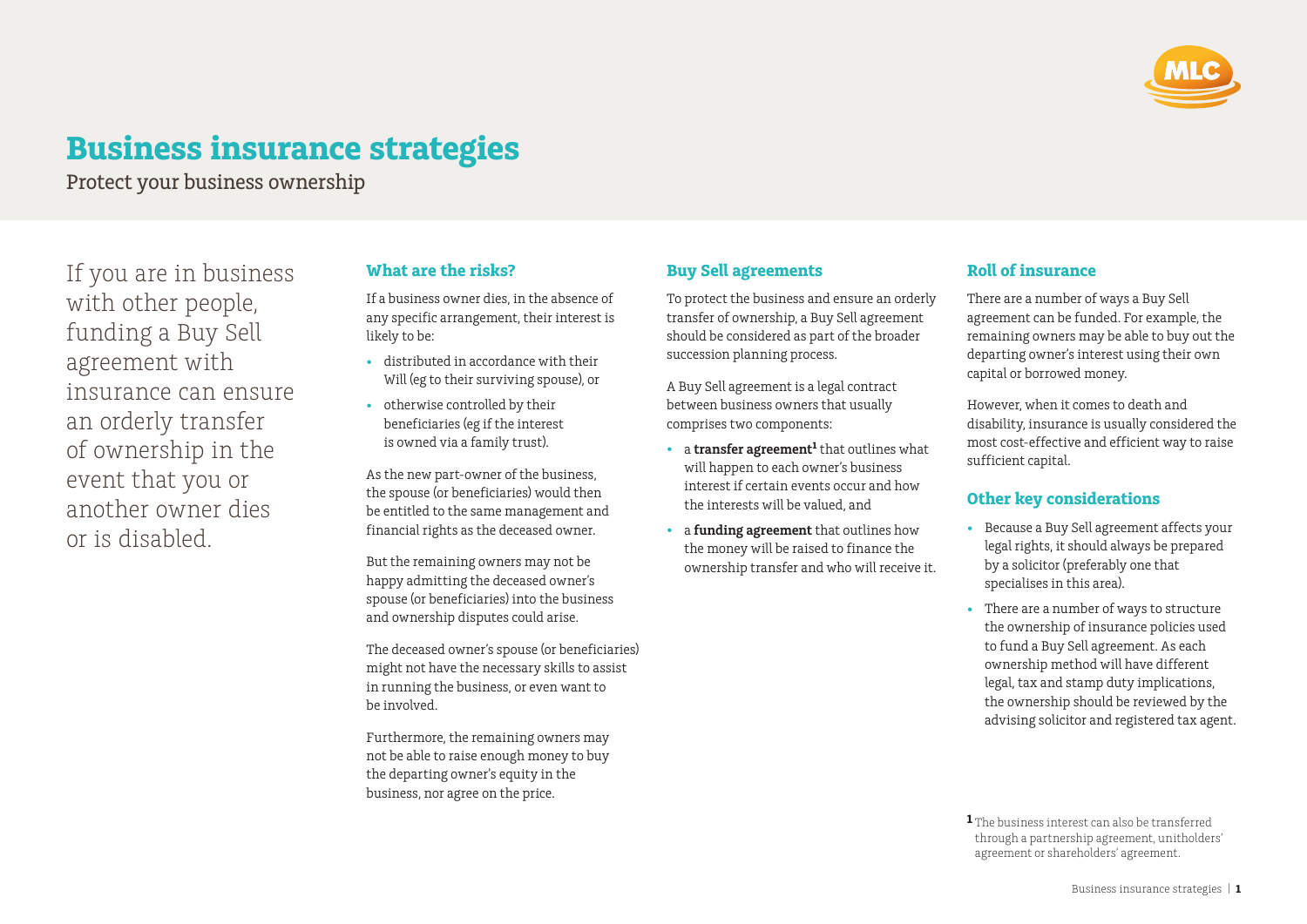# Business insurance strategies

Protect your business ownership

If you are in business with other people, funding a Buy Sell agreement with insurance can ensure an orderly transfer of ownership in the event that you or another owner dies or is disabled.

## What are the risks?

If a business owner dies, in the absence of any specific arrangement, their interest is likely to be:

- distributed in accordance with their Will (eg to their surviving spouse), or
- otherwise controlled by their beneficiaries (eg if the interest is owned via a family trust).

As the new part-owner of the business, the spouse (or beneficiaries) would then be entitled to the same management and financial rights as the deceased owner.

But the remaining owners may not be happy admitting the deceased owner's spouse (or beneficiaries) into the business and ownership disputes could arise.

The deceased owner's spouse (or beneficiaries) might not have the necessary skills to assist in running the business, or even want to be involved.

Furthermore, the remaining owners may not be able to raise enough money to buy the departing owner's equity in the business, nor agree on the price.

## Buy Sell agreements

To protect the business and ensure an orderly transfer of ownership, a Buy Sell agreement should be considered as part of the broader succession planning process.

A Buy Sell agreement is a legal contract between business owners that usually comprises two components:

- a **transfer agreement**[1] that outlines what will happen to each owner's business interest if certain events occur and how the interests will be valued, and
- a **funding agreement** that outlines how the money will be raised to finance the ownership transfer and who will receive it.

## Roll of insurance

There are a number of ways a Buy Sell agreement can be funded. For example, the remaining owners may be able to buy out the departing owner's interest using their own capital or borrowed money.

However, when it comes to death and disability, insurance is usually considered the most cost-effective and efficient way to raise sufficient capital.

## Other key considerations

- Because a Buy Sell agreement affects your legal rights, it should always be prepared by a solicitor (preferably one that specialises in this area).
- There are a number of ways to structure the ownership of insurance policies used to fund a Buy Sell agreement. As each ownership method will have different legal, tax and stamp duty implications, the ownership should be reviewed by the advising solicitor and registered tax agent.

[1] The business interest can also be transferred through a partnership agreement, unitholders' agreement or shareholders' agreement.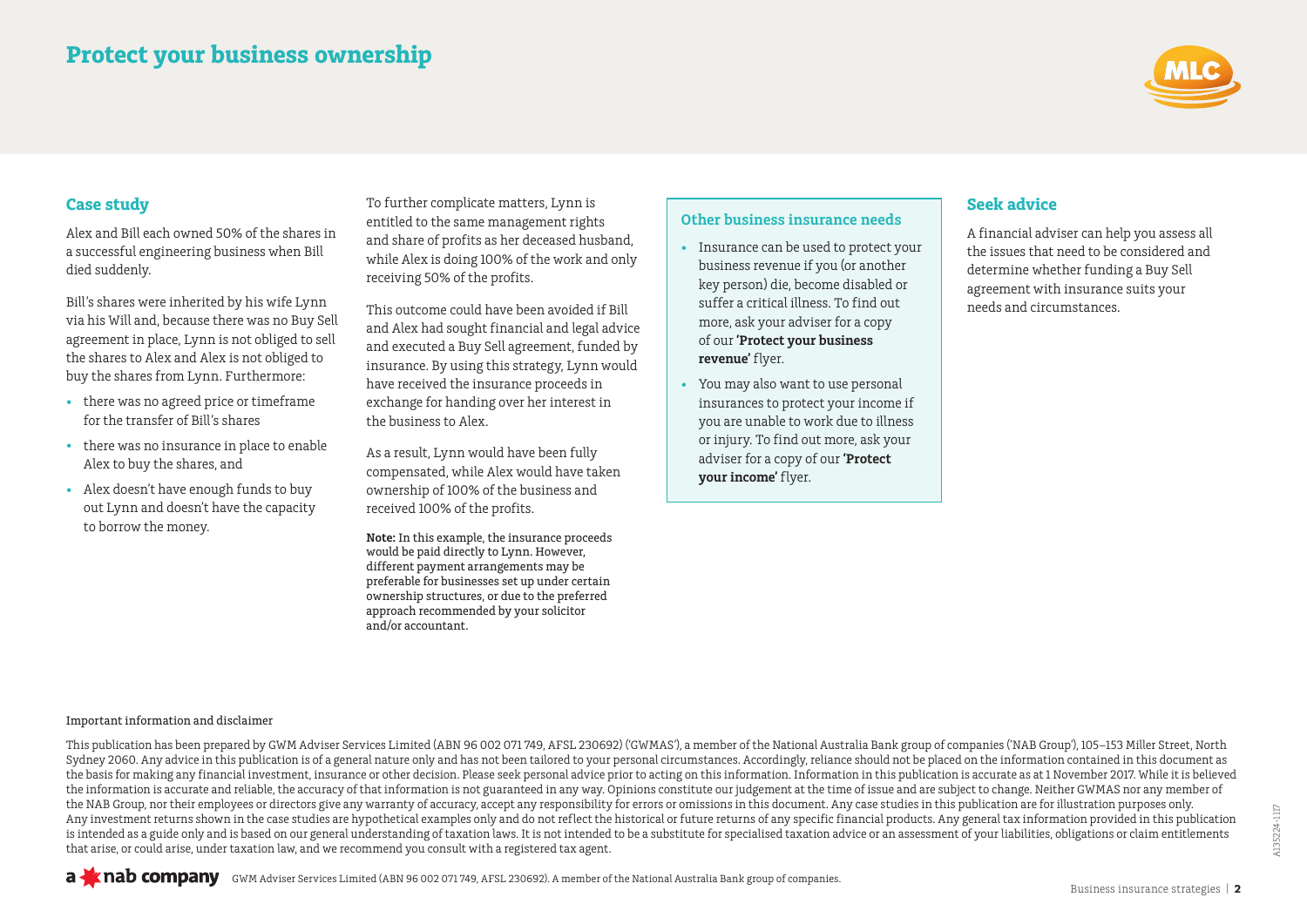# Protect your business ownership

## Case study

Alex and Bill each owned 50% of the shares in a successful engineering business when Bill died suddenly.

Bill's shares were inherited by his wife Lynn via his Will and, because there was no Buy Sell agreement in place, Lynn is not obliged to sell the shares to Alex and Alex is not obliged to buy the shares from Lynn. Furthermore:

- there was no agreed price or timeframe for the transfer of Bill's shares
- there was no insurance in place to enable Alex to buy the shares, and
- Alex doesn't have enough funds to buy out Lynn and doesn't have the capacity to borrow the money.

To further complicate matters, Lynn is entitled to the same management rights and share of profits as her deceased husband, while Alex is doing 100% of the work and only receiving 50% of the profits.

This outcome could have been avoided if Bill and Alex had sought financial and legal advice and executed a Buy Sell agreement, funded by insurance. By using this strategy, Lynn would have received the insurance proceeds in exchange for handing over her interest in the business to Alex.

As a result, Lynn would have been fully compensated, while Alex would have taken ownership of 100% of the business and received 100% of the profits.

**Note:** In this example, the insurance proceeds would be paid directly to Lynn. However, different payment arrangements may be preferable for businesses set up under certain ownership structures, or due to the preferred approach recommended by your solicitor and/or accountant.

### Other business insurance needs

- Insurance can be used to protect your business revenue if you (or another key person) die, become disabled or suffer a critical illness. To find out more, ask your adviser for a copy of our **'Protect your business revenue'** flyer.
- You may also want to use personal insurances to protect your income if you are unable to work due to illness or injury. To find out more, ask your adviser for a copy of our **'Protect your income'** flyer.

## Seek advice

A financial adviser can help you assess all the issues that need to be considered and determine whether funding a Buy Sell agreement with insurance suits your needs and circumstances.

Important information and disclaimer

This publication has been prepared by GWM Adviser Services Limited (ABN 96 002 071 749, AFSL 230692) ('GWMAS'), a member of the National Australia Bank group of companies ('NAB Group'), 105–153 Miller Street, North Sydney 2060. Any advice in this publication is of a general nature only and has not been tailored to your personal circumstances. Accordingly, reliance should not be placed on the information contained in this document as the basis for making any financial investment, insurance or other decision. Please seek personal advice prior to acting on this information. Information in this publication is accurate as at 1 November 2017. While it is believed the information is accurate and reliable, the accuracy of that information is not guaranteed in any way. Opinions constitute our judgement at the time of issue and are subject to change. Neither GWMAS nor any member of the NAB Group, nor their employees or directors give any warranty of accuracy, accept any responsibility for errors or omissions in this document. Any case studies in this publication are for illustration purposes only. Any investment returns shown in the case studies are hypothetical examples only and do not reflect the historical or future returns of any specific financial products. Any general tax information provided in this publication is intended as a guide only and is based on our general understanding of taxation laws. It is not intended to be a substitute for specialised taxation advice or an assessment of your liabilities, obligations or claim entitlements that arise, or could arise, under taxation law, and we recommend you consult with a registered tax agent.

a nab company GWM Adviser Services Limited (ABN 96 002 071 749, AFSL 230692). A member of the National Australia Bank group of companies.

A135224-1117